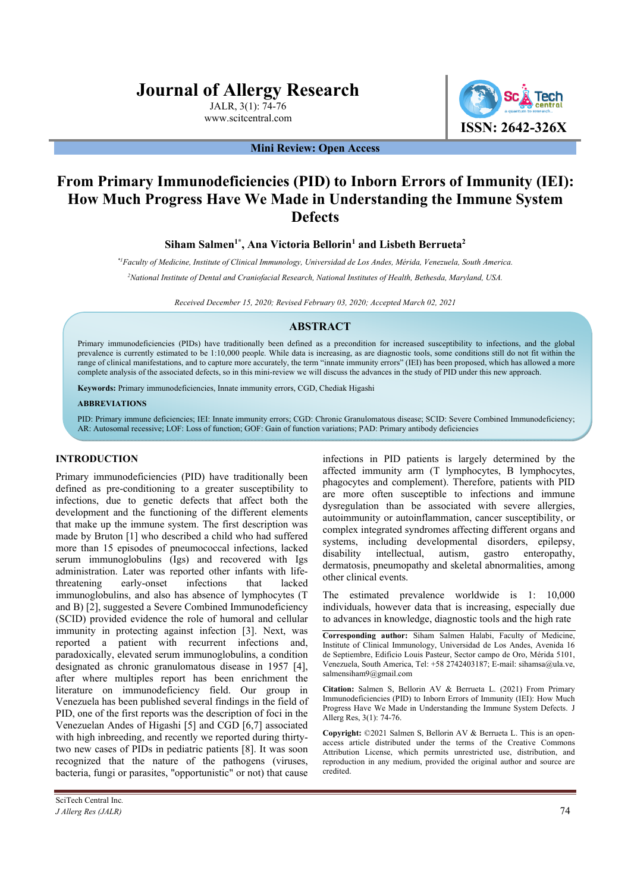# Journal of Allergy Research

JALR, 3(1): 74-76
www.scitcentral.com

ISSN: 2642-326X

**Mini Review: Open Access**

# From Primary Immunodeficiencies (PID) to Inborn Errors of Immunity (IEI): How Much Progress Have We Made in Understanding the Immune System Defects

**Siham Salmen[1*], Ana Victoria Bellorin[1] and Lisbeth Berrueta[2]**

*[*1]Faculty of Medicine, Institute of Clinical Immunology, Universidad de Los Andes, Mérida, Venezuela, South America.*

*[2]National Institute of Dental and Craniofacial Research, National Institutes of Health, Bethesda, Maryland, USA.*

*Received December 15, 2020; Revised February 03, 2020; Accepted March 02, 2021*

## ABSTRACT

Primary immunodeficiencies (PIDs) have traditionally been defined as a precondition for increased susceptibility to infections, and the global prevalence is currently estimated to be 1:10,000 people. While data is increasing, as are diagnostic tools, some conditions still do not fit within the range of clinical manifestations, and to capture more accurately, the term "innate immunity errors" (IEI) has been proposed, which has allowed a more complete analysis of the associated defects, so in this mini-review we will discuss the advances in the study of PID under this new approach.

**Keywords:** Primary immunodeficiencies, Innate immunity errors, CGD, Chediak Higashi

**ABBREVIATIONS**

PID: Primary immune deficiencies; IEI: Innate immunity errors; CGD: Chronic Granulomatous disease; SCID: Severe Combined Immunodeficiency; AR: Autosomal recessive; LOF: Loss of function; GOF: Gain of function variations; PAD: Primary antibody deficiencies

## INTRODUCTION

Primary immunodeficiencies (PID) have traditionally been defined as pre-conditioning to a greater susceptibility to infections, due to genetic defects that affect both the development and the functioning of the different elements that make up the immune system. The first description was made by Bruton [1] who described a child who had suffered more than 15 episodes of pneumococcal infections, lacked serum immunoglobulins (Igs) and recovered with Igs administration. Later was reported other infants with life-threatening early-onset infections that lacked immunoglobulins, and also has absence of lymphocytes (T and B) [2], suggested a Severe Combined Immunodeficiency (SCID) provided evidence the role of humoral and cellular immunity in protecting against infection [3]. Next, was reported a patient with recurrent infections and, paradoxically, elevated serum immunoglobulins, a condition designated as chronic granulomatous disease in 1957 [4], after where multiples report has been enrichment the literature on immunodeficiency field. Our group in Venezuela has been published several findings in the field of PID, one of the first reports was the description of foci in the Venezuelan Andes of Higashi [5] and CGD [6,7] associated with high inbreeding, and recently we reported during thirty-two new cases of PIDs in pediatric patients [8]. It was soon recognized that the nature of the pathogens (viruses, bacteria, fungi or parasites, "opportunistic" or not) that cause infections in PID patients is largely determined by the affected immunity arm (T lymphocytes, B lymphocytes, phagocytes and complement). Therefore, patients with PID are more often susceptible to infections and immune dysregulation than be associated with severe allergies, autoimmunity or autoinflammation, cancer susceptibility, or complex integrated syndromes affecting different organs and systems, including developmental disorders, epilepsy, disability intellectual, autism, gastro enteropathy, dermatosis, pneumopathy and skeletal abnormalities, among other clinical events.

The estimated prevalence worldwide is 1: 10,000 individuals, however data that is increasing, especially due to advances in knowledge, diagnostic tools and the high rate

**Corresponding author:** Siham Salmen Halabi, Faculty of Medicine, Institute of Clinical Immunology, Universidad de Los Andes, Avenida 16 de Septiembre, Edificio Louis Pasteur, Sector campo de Oro, Mérida 5101, Venezuela, South America, Tel: +58 2742403187; E-mail: sihamsa@ula.ve, salmensiham9@gmail.com

**Citation:** Salmen S, Bellorin AV & Berrueta L. (2021) From Primary Immunodeficiencies (PID) to Inborn Errors of Immunity (IEI): How Much Progress Have We Made in Understanding the Immune System Defects. J Allerg Res, 3(1): 74-76.

**Copyright:** ©2021 Salmen S, Bellorin AV & Berrueta L. This is an open-access article distributed under the terms of the Creative Commons Attribution License, which permits unrestricted use, distribution, and reproduction in any medium, provided the original author and source are credited.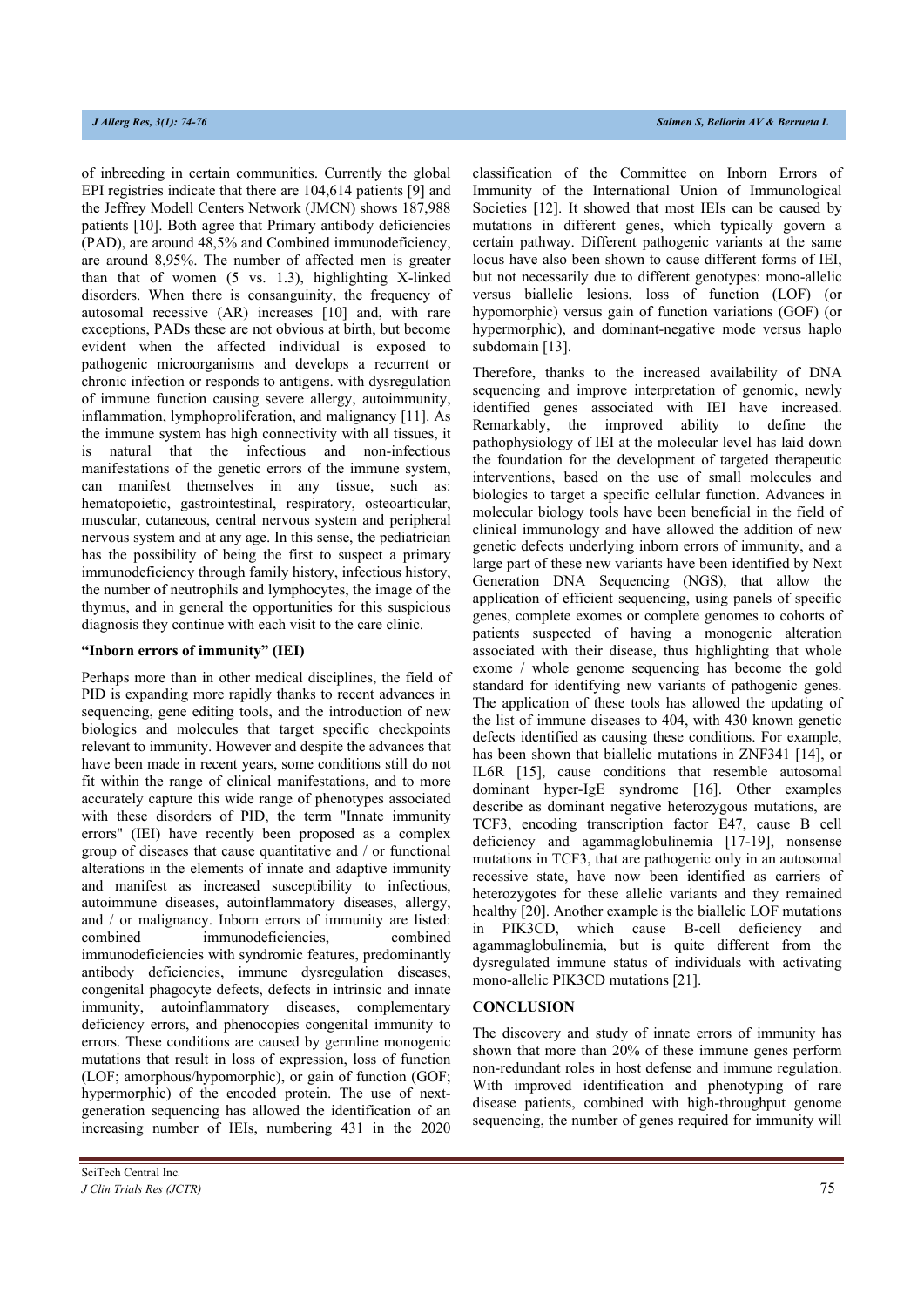of inbreeding in certain communities. Currently the global EPI registries indicate that there are 104,614 patients [9] and the Jeffrey Modell Centers Network (JMCN) shows 187,988 patients [10]. Both agree that Primary antibody deficiencies (PAD), are around 48,5% and Combined immunodeficiency, are around 8,95%. The number of affected men is greater than that of women (5 vs. 1.3), highlighting X-linked disorders. When there is consanguinity, the frequency of autosomal recessive (AR) increases [10] and, with rare exceptions, PADs these are not obvious at birth, but become evident when the affected individual is exposed to pathogenic microorganisms and develops a recurrent or chronic infection or responds to antigens. with dysregulation of immune function causing severe allergy, autoimmunity, inflammation, lymphoproliferation, and malignancy [11]. As the immune system has high connectivity with all tissues, it is natural that the infectious and non-infectious manifestations of the genetic errors of the immune system, can manifest themselves in any tissue, such as: hematopoietic, gastrointestinal, respiratory, osteoarticular, muscular, cutaneous, central nervous system and peripheral nervous system and at any age. In this sense, the pediatrician has the possibility of being the first to suspect a primary immunodeficiency through family history, infectious history, the number of neutrophils and lymphocytes, the image of the thymus, and in general the opportunities for this suspicious diagnosis they continue with each visit to the care clinic.

**"Inborn errors of immunity" (IEI)**

Perhaps more than in other medical disciplines, the field of PID is expanding more rapidly thanks to recent advances in sequencing, gene editing tools, and the introduction of new biologics and molecules that target specific checkpoints relevant to immunity. However and despite the advances that have been made in recent years, some conditions still do not fit within the range of clinical manifestations, and to more accurately capture this wide range of phenotypes associated with these disorders of PID, the term "Innate immunity errors" (IEI) have recently been proposed as a complex group of diseases that cause quantitative and / or functional alterations in the elements of innate and adaptive immunity and manifest as increased susceptibility to infectious, autoimmune diseases, autoinflammatory diseases, allergy, and / or malignancy. Inborn errors of immunity are listed: combined immunodeficiencies, combined immunodeficiencies with syndromic features, predominantly antibody deficiencies, immune dysregulation diseases, congenital phagocyte defects, defects in intrinsic and innate immunity, autoinflammatory diseases, complementary deficiency errors, and phenocopies congenital immunity to errors. These conditions are caused by germline monogenic mutations that result in loss of expression, loss of function (LOF; amorphous/hypomorphic), or gain of function (GOF; hypermorphic) of the encoded protein. The use of next-generation sequencing has allowed the identification of an increasing number of IEIs, numbering 431 in the 2020 classification of the Committee on Inborn Errors of Immunity of the International Union of Immunological Societies [12]. It showed that most IEIs can be caused by mutations in different genes, which typically govern a certain pathway. Different pathogenic variants at the same locus have also been shown to cause different forms of IEI, but not necessarily due to different genotypes: mono-allelic versus biallelic lesions, loss of function (LOF) (or hypomorphic) versus gain of function variations (GOF) (or hypermorphic), and dominant-negative mode versus haplo subdomain [13].

Therefore, thanks to the increased availability of DNA sequencing and improve interpretation of genomic, newly identified genes associated with IEI have increased. Remarkably, the improved ability to define the pathophysiology of IEI at the molecular level has laid down the foundation for the development of targeted therapeutic interventions, based on the use of small molecules and biologics to target a specific cellular function. Advances in molecular biology tools have been beneficial in the field of clinical immunology and have allowed the addition of new genetic defects underlying inborn errors of immunity, and a large part of these new variants have been identified by Next Generation DNA Sequencing (NGS), that allow the application of efficient sequencing, using panels of specific genes, complete exomes or complete genomes to cohorts of patients suspected of having a monogenic alteration associated with their disease, thus highlighting that whole exome / whole genome sequencing has become the gold standard for identifying new variants of pathogenic genes. The application of these tools has allowed the updating of the list of immune diseases to 404, with 430 known genetic defects identified as causing these conditions. For example, has been shown that biallelic mutations in ZNF341 [14], or IL6R [15], cause conditions that resemble autosomal dominant hyper-IgE syndrome [16]. Other examples describe as dominant negative heterozygous mutations, are TCF3, encoding transcription factor E47, cause B cell deficiency and agammaglobulinemia [17-19], nonsense mutations in TCF3, that are pathogenic only in an autosomal recessive state, have now been identified as carriers of heterozygotes for these allelic variants and they remained healthy [20]. Another example is the biallelic LOF mutations in PIK3CD, which cause B-cell deficiency and agammaglobulinemia, but is quite different from the dysregulated immune status of individuals with activating mono-allelic PIK3CD mutations [21].

## CONCLUSION

The discovery and study of innate errors of immunity has shown that more than 20% of these immune genes perform non-redundant roles in host defense and immune regulation. With improved identification and phenotyping of rare disease patients, combined with high-throughput genome sequencing, the number of genes required for immunity will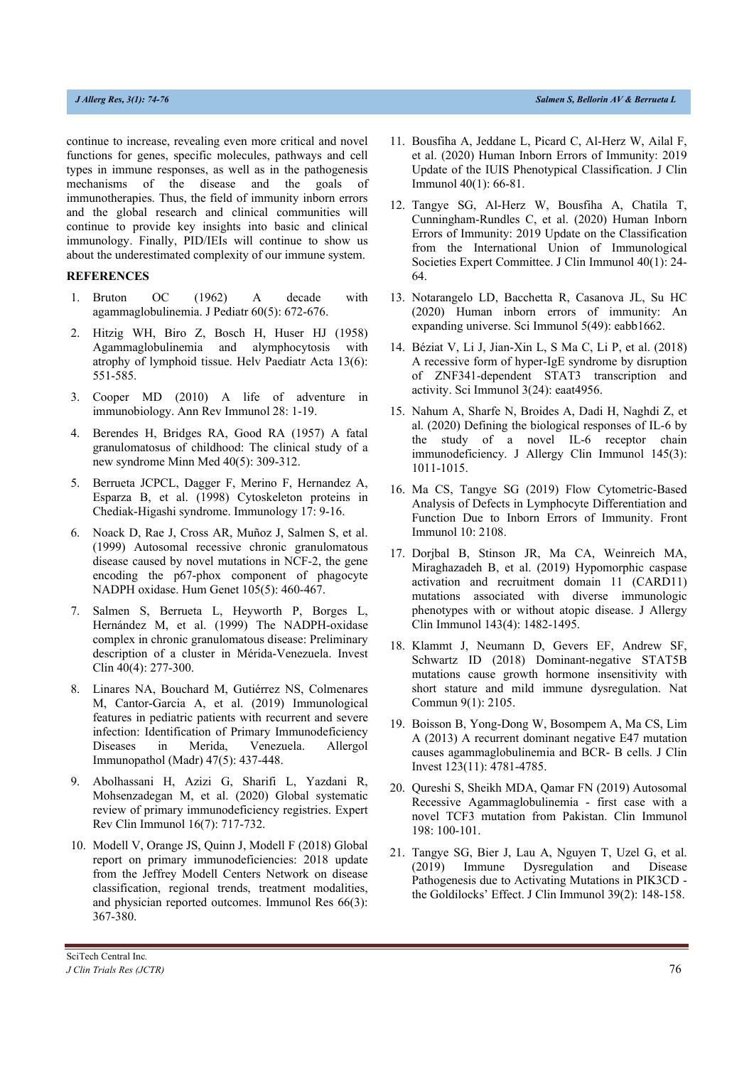continue to increase, revealing even more critical and novel functions for genes, specific molecules, pathways and cell types in immune responses, as well as in the pathogenesis mechanisms of the disease and the goals of immunotherapies. Thus, the field of immunity inborn errors and the global research and clinical communities will continue to provide key insights into basic and clinical immunology. Finally, PID/IEIs will continue to show us about the underestimated complexity of our immune system.

## REFERENCES

1. Bruton OC (1962) A decade with agammaglobulinemia. J Pediatr 60(5): 672-676.
2. Hitzig WH, Biro Z, Bosch H, Huser HJ (1958) Agammaglobulinemia and alymphocytosis with atrophy of lymphoid tissue. Helv Paediatr Acta 13(6): 551-585.
3. Cooper MD (2010) A life of adventure in immunobiology. Ann Rev Immunol 28: 1-19.
4. Berendes H, Bridges RA, Good RA (1957) A fatal granulomatosus of childhood: The clinical study of a new syndrome Minn Med 40(5): 309-312.
5. Berrueta JCPCL, Dagger F, Merino F, Hernandez A, Esparza B, et al. (1998) Cytoskeleton proteins in Chediak-Higashi syndrome. Immunology 17: 9-16.
6. Noack D, Rae J, Cross AR, Muñoz J, Salmen S, et al. (1999) Autosomal recessive chronic granulomatous disease caused by novel mutations in NCF-2, the gene encoding the p67-phox component of phagocyte NADPH oxidase. Hum Genet 105(5): 460-467.
7. Salmen S, Berrueta L, Heyworth P, Borges L, Hernández M, et al. (1999) The NADPH-oxidase complex in chronic granulomatous disease: Preliminary description of a cluster in Mérida-Venezuela. Invest Clin 40(4): 277-300.
8. Linares NA, Bouchard M, Gutiérrez NS, Colmenares M, Cantor-Garcia A, et al. (2019) Immunological features in pediatric patients with recurrent and severe infection: Identification of Primary Immunodeficiency Diseases in Merida, Venezuela. Allergol Immunopathol (Madr) 47(5): 437-448.
9. Abolhassani H, Azizi G, Sharifi L, Yazdani R, Mohsenzadegan M, et al. (2020) Global systematic review of primary immunodeficiency registries. Expert Rev Clin Immunol 16(7): 717-732.
10. Modell V, Orange JS, Quinn J, Modell F (2018) Global report on primary immunodeficiencies: 2018 update from the Jeffrey Modell Centers Network on disease classification, regional trends, treatment modalities, and physician reported outcomes. Immunol Res 66(3): 367-380.
11. Bousfiha A, Jeddane L, Picard C, Al-Herz W, Ailal F, et al. (2020) Human Inborn Errors of Immunity: 2019 Update of the IUIS Phenotypical Classification. J Clin Immunol 40(1): 66-81.
12. Tangye SG, Al-Herz W, Bousfiha A, Chatila T, Cunningham-Rundles C, et al. (2020) Human Inborn Errors of Immunity: 2019 Update on the Classification from the International Union of Immunological Societies Expert Committee. J Clin Immunol 40(1): 24-64.
13. Notarangelo LD, Bacchetta R, Casanova JL, Su HC (2020) Human inborn errors of immunity: An expanding universe. Sci Immunol 5(49): eabb1662.
14. Béziat V, Li J, Jian-Xin L, S Ma C, Li P, et al. (2018) A recessive form of hyper-IgE syndrome by disruption of ZNF341-dependent STAT3 transcription and activity. Sci Immunol 3(24): eaat4956.
15. Nahum A, Sharfe N, Broides A, Dadi H, Naghdi Z, et al. (2020) Defining the biological responses of IL-6 by the study of a novel IL-6 receptor chain immunodeficiency. J Allergy Clin Immunol 145(3): 1011-1015.
16. Ma CS, Tangye SG (2019) Flow Cytometric-Based Analysis of Defects in Lymphocyte Differentiation and Function Due to Inborn Errors of Immunity. Front Immunol 10: 2108.
17. Dorjbal B, Stinson JR, Ma CA, Weinreich MA, Miraghazadeh B, et al. (2019) Hypomorphic caspase activation and recruitment domain 11 (CARD11) mutations associated with diverse immunologic phenotypes with or without atopic disease. J Allergy Clin Immunol 143(4): 1482-1495.
18. Klammt J, Neumann D, Gevers EF, Andrew SF, Schwartz ID (2018) Dominant-negative STAT5B mutations cause growth hormone insensitivity with short stature and mild immune dysregulation. Nat Commun 9(1): 2105.
19. Boisson B, Yong-Dong W, Bosompem A, Ma CS, Lim A (2013) A recurrent dominant negative E47 mutation causes agammaglobulinemia and BCR- B cells. J Clin Invest 123(11): 4781-4785.
20. Qureshi S, Sheikh MDA, Qamar FN (2019) Autosomal Recessive Agammaglobulinemia - first case with a novel TCF3 mutation from Pakistan. Clin Immunol 198: 100-101.
21. Tangye SG, Bier J, Lau A, Nguyen T, Uzel G, et al. (2019) Immune Dysregulation and Disease Pathogenesis due to Activating Mutations in PIK3CD - the Goldilocks' Effect. J Clin Immunol 39(2): 148-158.